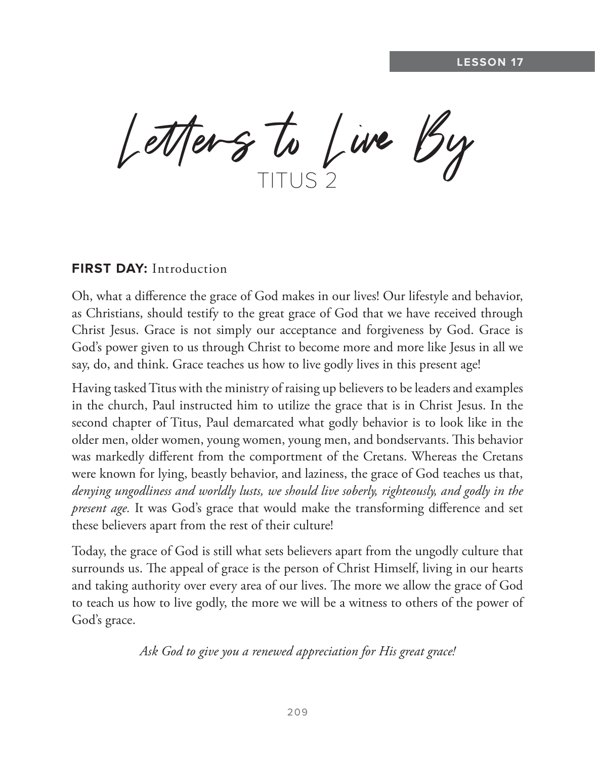**LESSON 17**

# Letters to Live By

## TITUS 2

**FIRST DAY:** Introduction

Oh, what a difference the grace of God makes in our lives! Our lifestyle and behavior, as Christians, should testify to the great grace of God that we have received through Christ Jesus. Grace is not simply our acceptance and forgiveness by God. Grace is God's power given to us through Christ to become more and more like Jesus in all we say, do, and think. Grace teaches us how to live godly lives in this present age!

Having tasked Titus with the ministry of raising up believers to be leaders and examples in the church, Paul instructed him to utilize the grace that is in Christ Jesus. In the second chapter of Titus, Paul demarcated what godly behavior is to look like in the older men, older women, young women, young men, and bondservants. This behavior was markedly different from the comportment of the Cretans. Whereas the Cretans were known for lying, beastly behavior, and laziness, the grace of God teaches us that, *denying ungodliness and worldly lusts, we should live soberly, righteously, and godly in the present age.* It was God's grace that would make the transforming difference and set these believers apart from the rest of their culture!

Today, the grace of God is still what sets believers apart from the ungodly culture that surrounds us. The appeal of grace is the person of Christ Himself, living in our hearts and taking authority over every area of our lives. The more we allow the grace of God to teach us how to live godly, the more we will be a witness to others of the power of God's grace.

*Ask God to give you a renewed appreciation for His great grace!*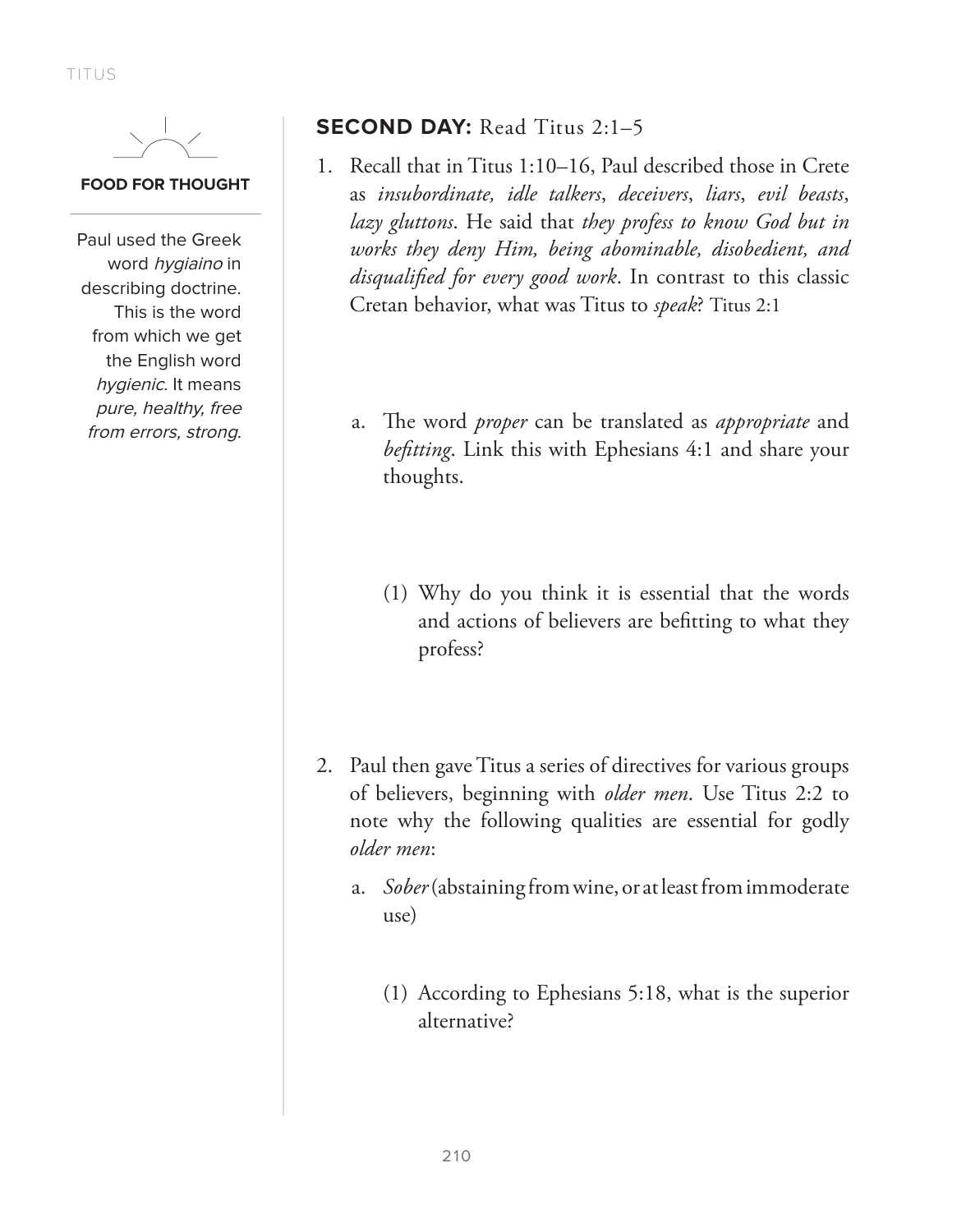**FOOD FOR THOUGHT**

Paul used the Greek word *hygiaino* in describing doctrine. This is the word from which we get the English word *hygienic*. It means *pure, healthy, free from errors, strong.*

## SECOND DAY: Read Titus 2:1–5

1. Recall that in Titus 1:10–16, Paul described those in Crete as *insubordinate, idle talkers*, *deceivers*, *liars*, *evil beasts*, *lazy gluttons*. He said that *they profess to know God but in works they deny Him, being abominable, disobedient, and disqualified for every good work*. In contrast to this classic Cretan behavior, what was Titus to *speak*? Titus 2:1

   a. The word *proper* can be translated as *appropriate* and *befitting*. Link this with Ephesians 4:1 and share your thoughts.

      (1) Why do you think it is essential that the words and actions of believers are befitting to what they profess?

2. Paul then gave Titus a series of directives for various groups of believers, beginning with *older men*. Use Titus 2:2 to note why the following qualities are essential for godly *older men*:

   a. *Sober* (abstaining from wine, or at least from immoderate use)

      (1) According to Ephesians 5:18, what is the superior alternative?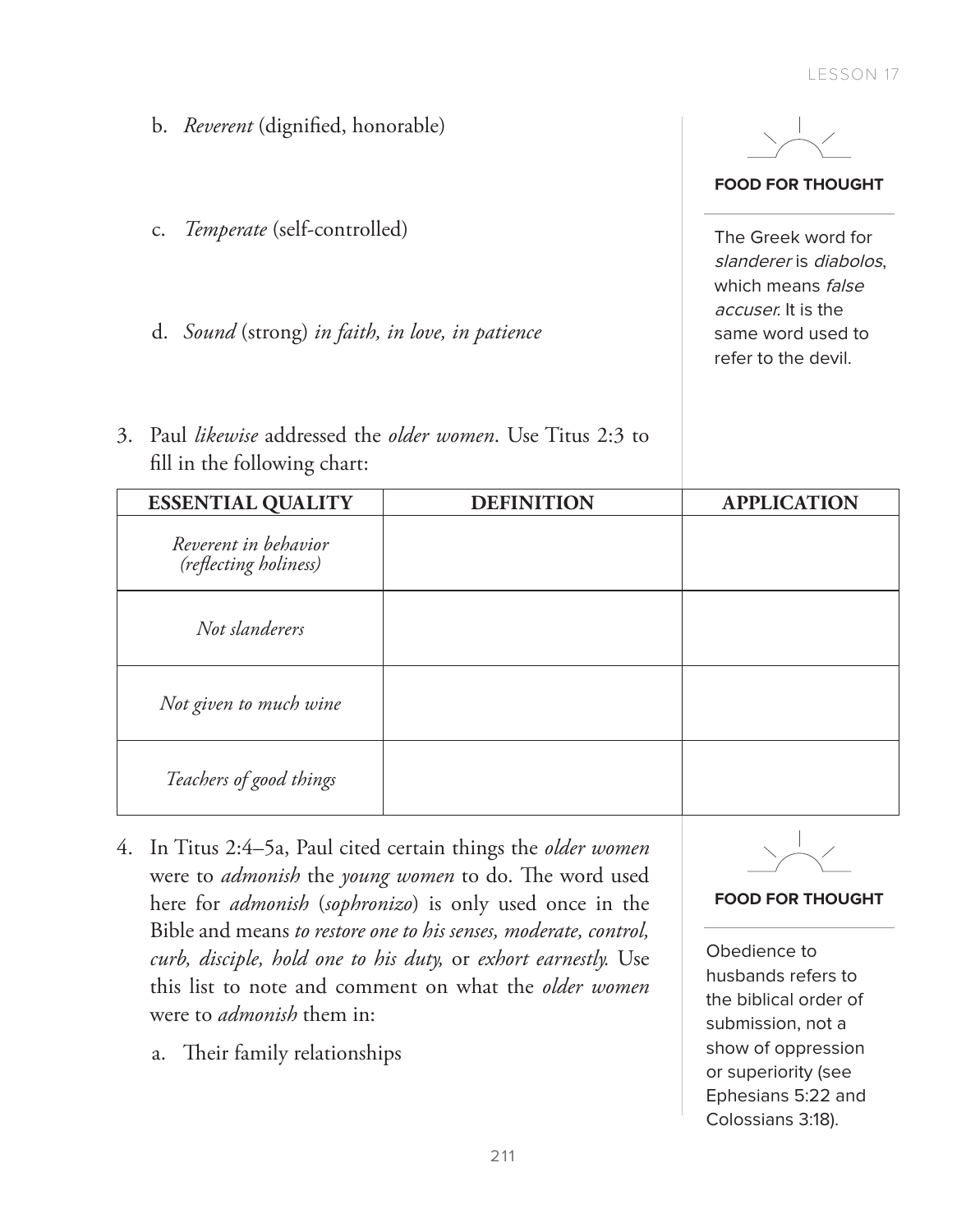b. *Reverent* (dignified, honorable)

c. *Temperate* (self-controlled)

d. *Sound* (strong) *in faith, in love, in patience*

**FOOD FOR THOUGHT**

The Greek word for *slanderer* is *diabolos*, which means *false accuser*. It is the same word used to refer to the devil.

3. Paul *likewise* addressed the *older women*. Use Titus 2:3 to fill in the following chart:

| ESSENTIAL QUALITY | DEFINITION | APPLICATION |
|---|---|---|
| *Reverent in behavior (reflecting holiness)* | | |
| *Not slanderers* | | |
| *Not given to much wine* | | |
| *Teachers of good things* | | |

4. In Titus 2:4–5a, Paul cited certain things the *older women* were to *admonish* the *young women* to do. The word used here for *admonish* (*sophronizo*) is only used once in the Bible and means *to restore one to his senses, moderate, control, curb, disciple, hold one to his duty,* or *exhort earnestly.* Use this list to note and comment on what the *older women* were to *admonish* them in:

   a. Their family relationships

**FOOD FOR THOUGHT**

Obedience to husbands refers to the biblical order of submission, not a show of oppression or superiority (see Ephesians 5:22 and Colossians 3:18).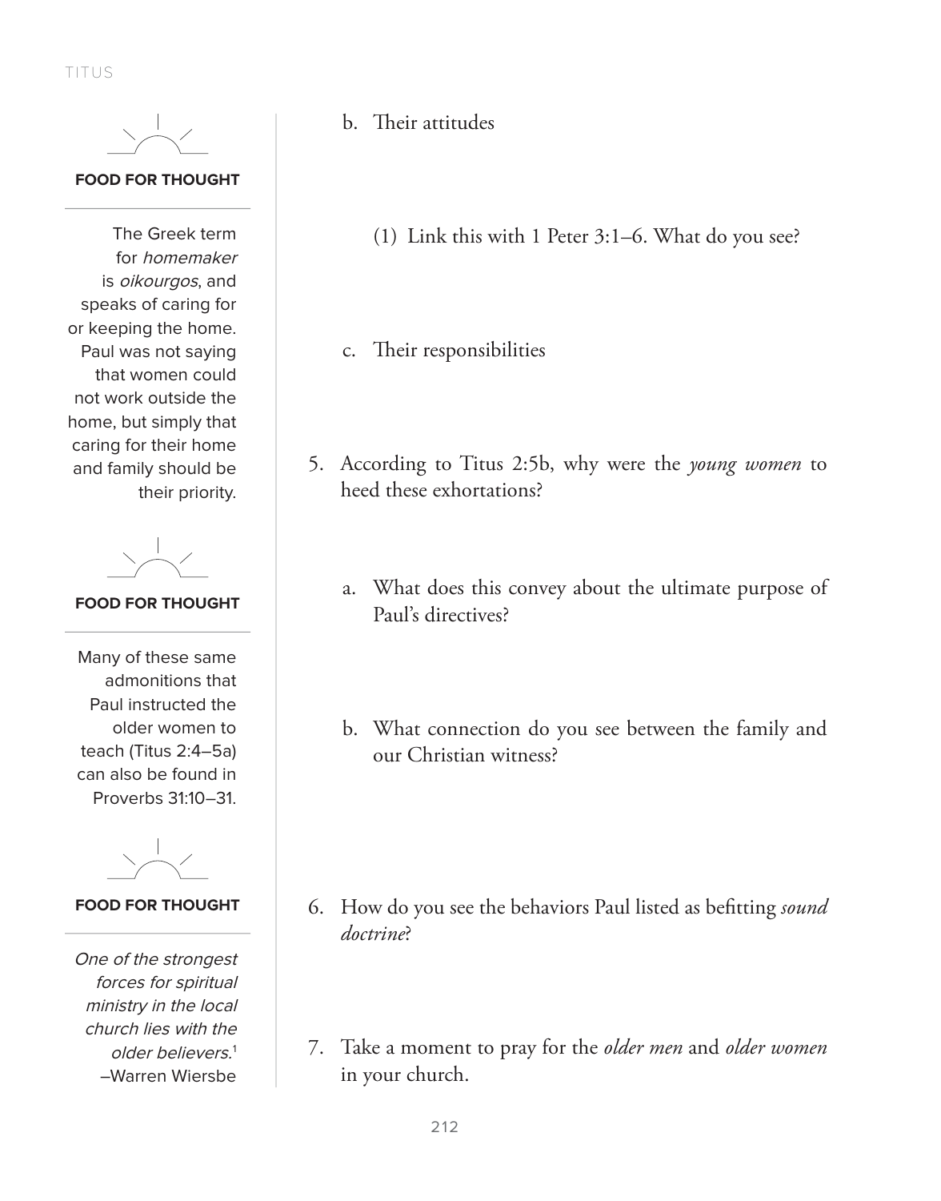b. Their attitudes

(1) Link this with 1 Peter 3:1–6. What do you see?

c. Their responsibilities

5. According to Titus 2:5b, why were the *young women* to heed these exhortations?

   a. What does this convey about the ultimate purpose of Paul's directives?

   b. What connection do you see between the family and our Christian witness?

6. How do you see the behaviors Paul listed as befitting *sound doctrine*?

7. Take a moment to pray for the *older men* and *older women* in your church.

**FOOD FOR THOUGHT**

The Greek term for *homemaker* is *oikourgos*, and speaks of caring for or keeping the home. Paul was not saying that women could not work outside the home, but simply that caring for their home and family should be their priority.

**FOOD FOR THOUGHT**

Many of these same admonitions that Paul instructed the older women to teach (Titus 2:4–5a) can also be found in Proverbs 31:10–31.

**FOOD FOR THOUGHT**

*One of the strongest forces for spiritual ministry in the local church lies with the older believers.*[1]
–Warren Wiersbe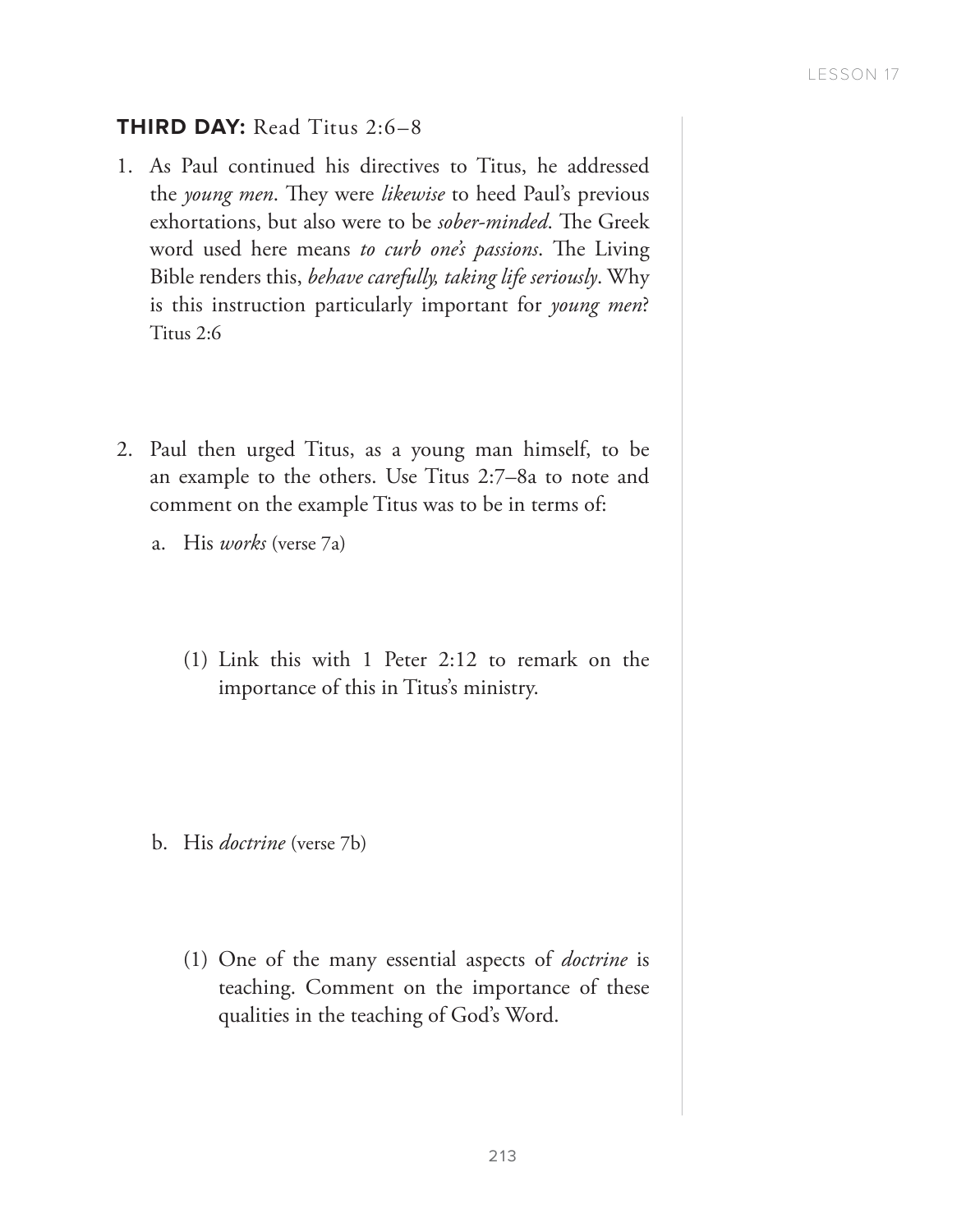**THIRD DAY:** Read Titus 2:6–8

1. As Paul continued his directives to Titus, he addressed the *young men*. They were *likewise* to heed Paul's previous exhortations, but also were to be *sober-minded*. The Greek word used here means *to curb one's passions*. The Living Bible renders this, *behave carefully, taking life seriously*. Why is this instruction particularly important for *young men*? Titus 2:6

2. Paul then urged Titus, as a young man himself, to be an example to the others. Use Titus 2:7–8a to note and comment on the example Titus was to be in terms of:

   a. His *works* (verse 7a)

      (1) Link this with 1 Peter 2:12 to remark on the importance of this in Titus's ministry.

   b. His *doctrine* (verse 7b)

      (1) One of the many essential aspects of *doctrine* is teaching. Comment on the importance of these qualities in the teaching of God's Word.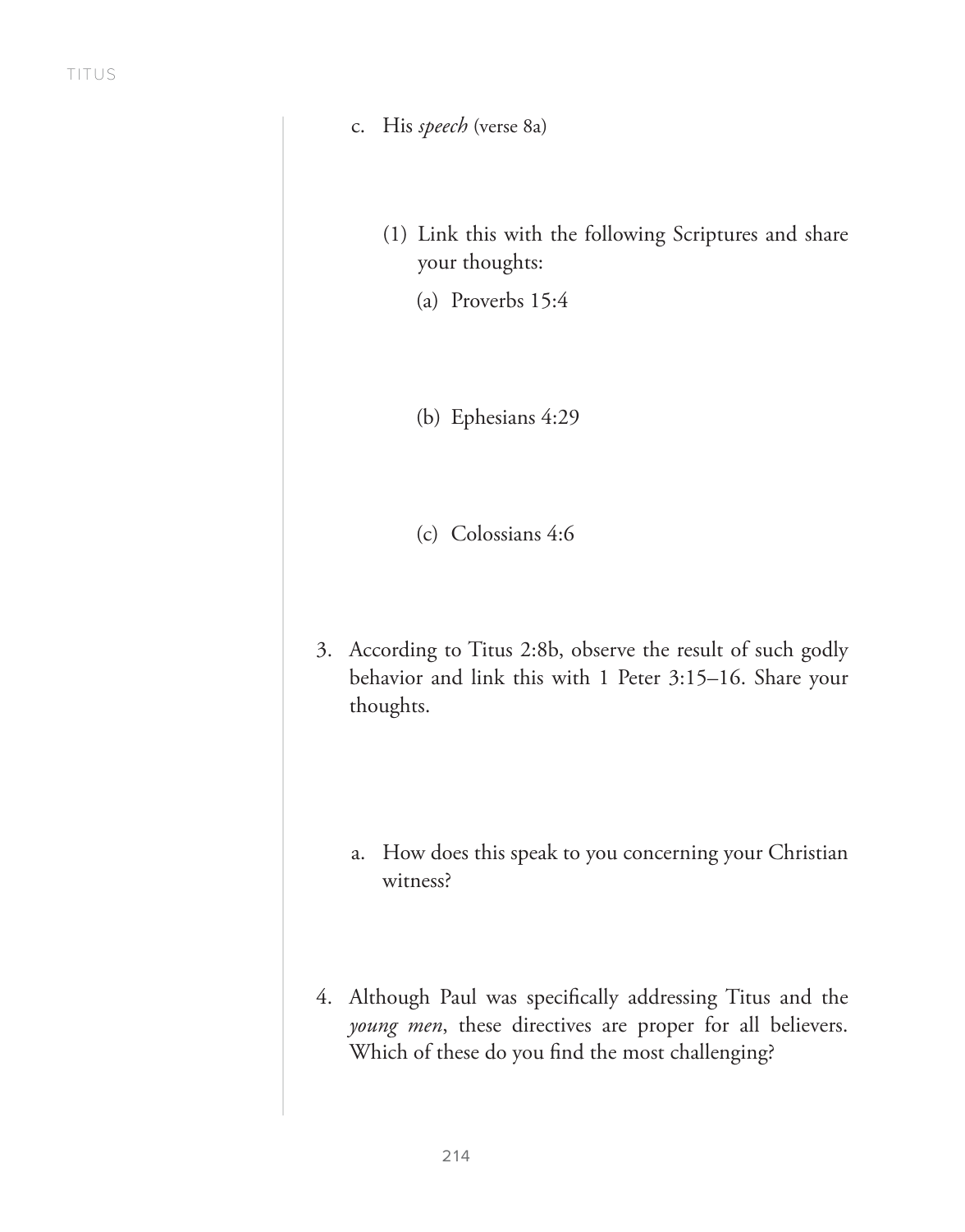c. His *speech* (verse 8a)

(1) Link this with the following Scriptures and share your thoughts:

(a) Proverbs 15:4

(b) Ephesians 4:29

(c) Colossians 4:6

3. According to Titus 2:8b, observe the result of such godly behavior and link this with 1 Peter 3:15–16. Share your thoughts.

a. How does this speak to you concerning your Christian witness?

4. Although Paul was specifically addressing Titus and the *young men*, these directives are proper for all believers. Which of these do you find the most challenging?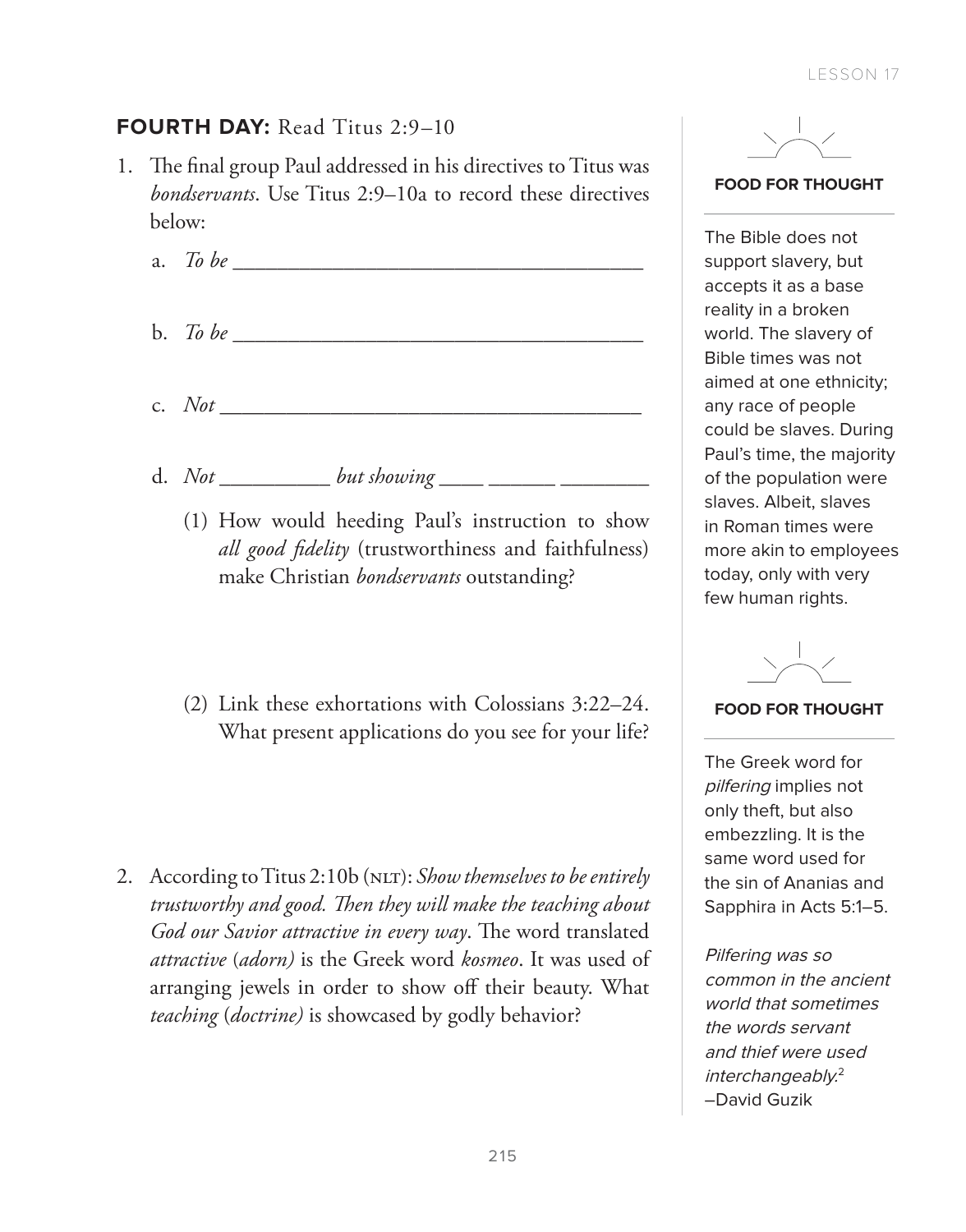## **FOURTH DAY:** Read Titus 2:9–10

1. The final group Paul addressed in his directives to Titus was *bondservants*. Use Titus 2:9–10a to record these directives below:

   a. *To be* ______________________________________

   b. *To be* ______________________________________

   c. *Not* ________________________________________

   d. *Not* __________ *but showing* ____ ______ ________

      (1) How would heeding Paul's instruction to show *all good fidelity* (trustworthiness and faithfulness) make Christian *bondservants* outstanding?

      (2) Link these exhortations with Colossians 3:22–24. What present applications do you see for your life?

2. According to Titus 2:10b (NLT): *Show themselves to be entirely trustworthy and good. Then they will make the teaching about God our Savior attractive in every way*. The word translated *attractive* (*adorn)* is the Greek word *kosmeo*. It was used of arranging jewels in order to show off their beauty. What *teaching* (*doctrine)* is showcased by godly behavior?

---

**FOOD FOR THOUGHT**

The Bible does not support slavery, but accepts it as a base reality in a broken world. The slavery of Bible times was not aimed at one ethnicity; any race of people could be slaves. During Paul's time, the majority of the population were slaves. Albeit, slaves in Roman times were more akin to employees today, only with very few human rights.

**FOOD FOR THOUGHT**

The Greek word for *pilfering* implies not only theft, but also embezzling. It is the same word used for the sin of Ananias and Sapphira in Acts 5:1–5.

*Pilfering was so common in the ancient world that sometimes the words servant and thief were used interchangeably.*[2]
–David Guzik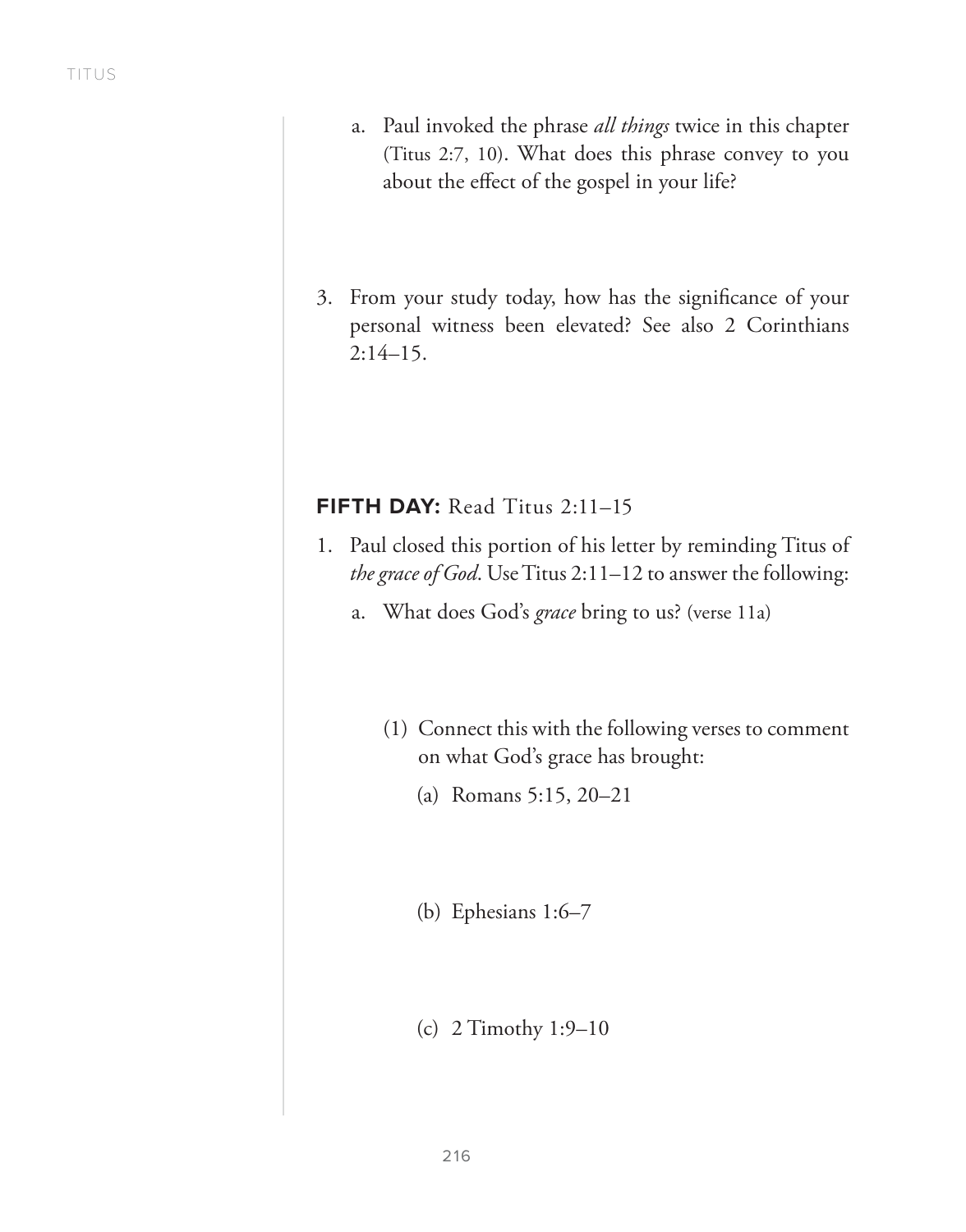a. Paul invoked the phrase *all things* twice in this chapter (Titus 2:7, 10). What does this phrase convey to you about the effect of the gospel in your life?

3. From your study today, how has the significance of your personal witness been elevated? See also 2 Corinthians 2:14–15.

**FIFTH DAY:** Read Titus 2:11–15

1. Paul closed this portion of his letter by reminding Titus of *the grace of God*. Use Titus 2:11–12 to answer the following:

   a. What does God's *grace* bring to us? (verse 11a)

      (1) Connect this with the following verses to comment on what God's grace has brought:

         (a) Romans 5:15, 20–21

         (b) Ephesians 1:6–7

         (c) 2 Timothy 1:9–10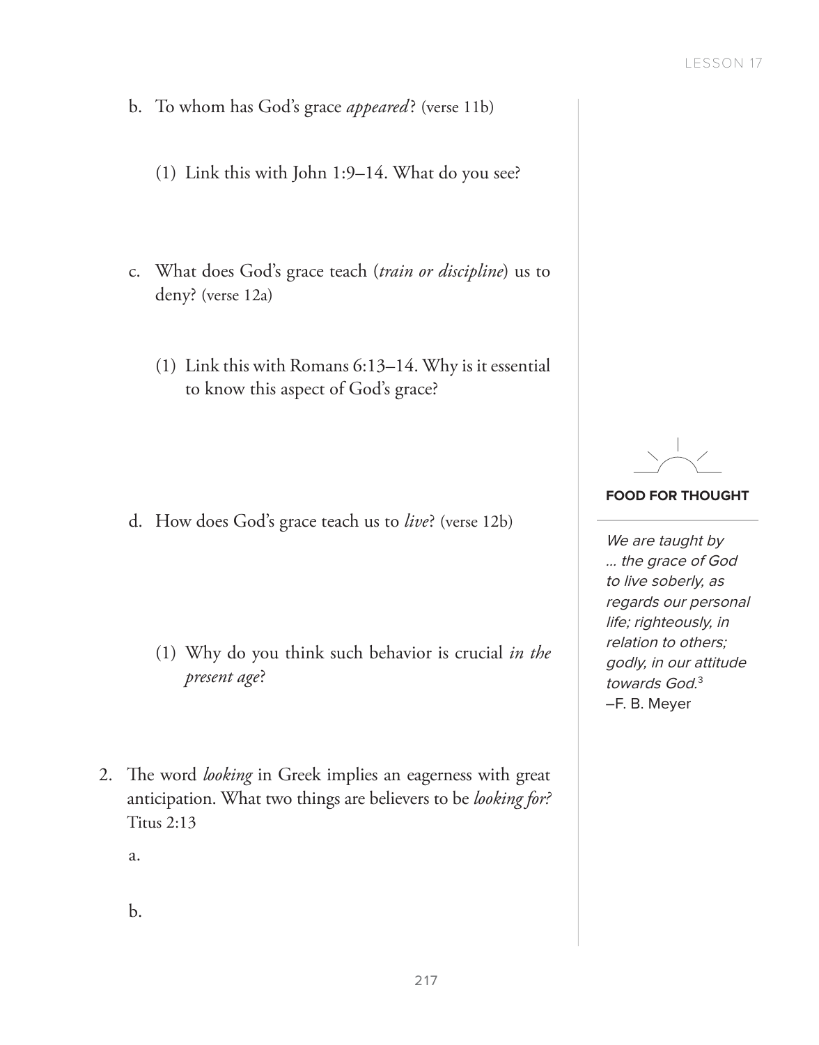b. To whom has God's grace *appeared*? (verse 11b)

   (1) Link this with John 1:9–14. What do you see?

c. What does God's grace teach (*train or discipline*) us to deny? (verse 12a)

   (1) Link this with Romans 6:13–14. Why is it essential to know this aspect of God's grace?

d. How does God's grace teach us to *live*? (verse 12b)

   (1) Why do you think such behavior is crucial *in the present age*?

2. The word *looking* in Greek implies an eagerness with great anticipation. What two things are believers to be *looking for?* Titus 2:13

   a.

   b.

**FOOD FOR THOUGHT**

*We are taught by ... the grace of God to live soberly, as regards our personal life; righteously, in relation to others; godly, in our attitude towards God.*[3]
–F. B. Meyer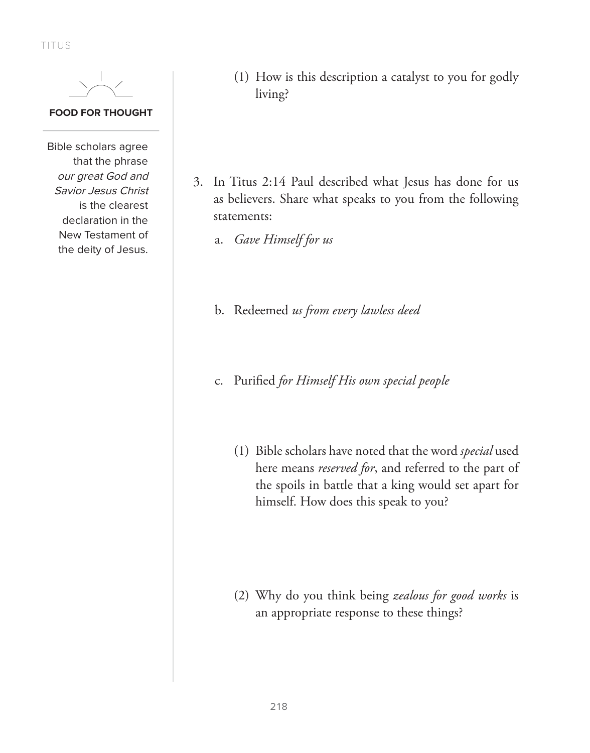(1) How is this description a catalyst to you for godly living?

**FOOD FOR THOUGHT**

Bible scholars agree that the phrase *our great God and Savior Jesus Christ* is the clearest declaration in the New Testament of the deity of Jesus.

3. In Titus 2:14 Paul described what Jesus has done for us as believers. Share what speaks to you from the following statements:

   a. *Gave Himself for us*

   b. Redeemed *us from every lawless deed*

   c. Purified *for Himself His own special people*

      (1) Bible scholars have noted that the word *special* used here means *reserved for*, and referred to the part of the spoils in battle that a king would set apart for himself. How does this speak to you?

      (2) Why do you think being *zealous for good works* is an appropriate response to these things?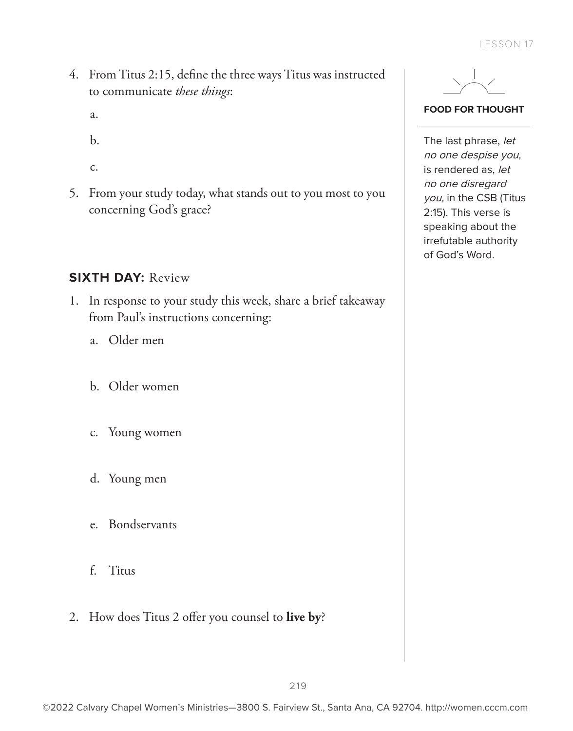4. From Titus 2:15, define the three ways Titus was instructed to communicate *these things*:

   a.

   b.

   c.

5. From your study today, what stands out to you most to you concerning God's grace?

**FOOD FOR THOUGHT**

The last phrase, *let no one despise you,* is rendered as, *let no one disregard you,* in the CSB (Titus 2:15). This verse is speaking about the irrefutable authority of God's Word.

## **SIXTH DAY:** Review

1. In response to your study this week, share a brief takeaway from Paul's instructions concerning:

   a. Older men

   b. Older women

   c. Young women

   d. Young men

   e. Bondservants

   f. Titus

2. How does Titus 2 offer you counsel to **live by**?

©2022 Calvary Chapel Women's Ministries—3800 S. Fairview St., Santa Ana, CA 92704. http://women.cccm.com